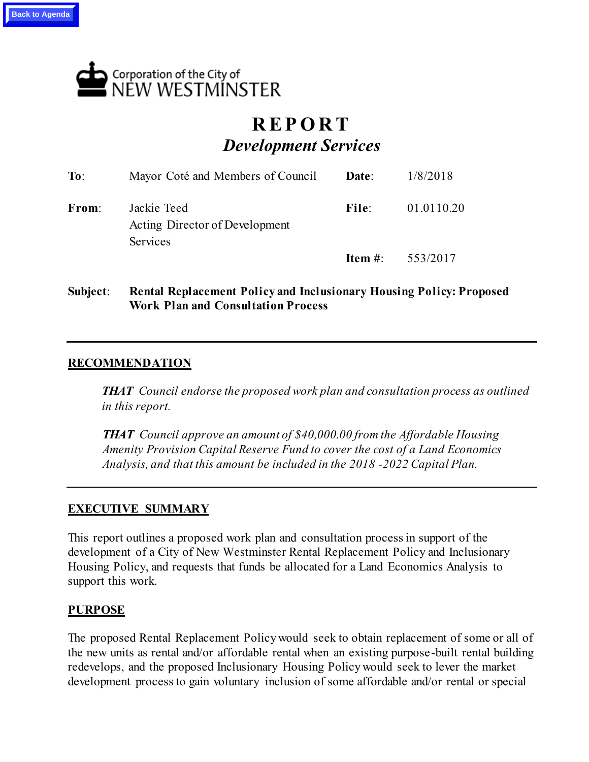Back to Agenda

Corporation of the City of
NEW WESTMINSTER

# REPORT
## *Development Services*

| | | | |
|---|---|---|---|
| **To**: | Mayor Coté and Members of Council | **Date**: | 1/8/2018 |
| **From**: | Jackie Teed<br>Acting Director of Development Services | **File**: | 01.0110.20 |
| | | **Item #**: | 553/2017 |

**Subject**: **Rental Replacement Policy and Inclusionary Housing Policy: Proposed Work Plan and Consultation Process**

---

## RECOMMENDATION

> ***THAT*** *Council endorse the proposed work plan and consultation process as outlined in this report.*
>
> ***THAT*** *Council approve an amount of $40,000.00 from the Affordable Housing Amenity Provision Capital Reserve Fund to cover the cost of a Land Economics Analysis, and that this amount be included in the 2018 -2022 Capital Plan.*

---

## EXECUTIVE SUMMARY

This report outlines a proposed work plan and consultation process in support of the development of a City of New Westminster Rental Replacement Policy and Inclusionary Housing Policy, and requests that funds be allocated for a Land Economics Analysis to support this work.

## PURPOSE

The proposed Rental Replacement Policy would seek to obtain replacement of some or all of the new units as rental and/or affordable rental when an existing purpose-built rental building redevelops, and the proposed Inclusionary Housing Policy would seek to lever the market development process to gain voluntary inclusion of some affordable and/or rental or special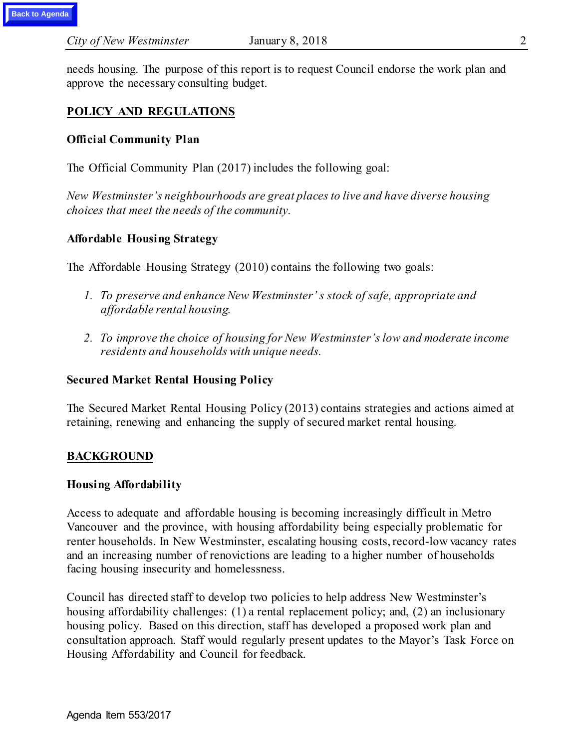needs housing. The purpose of this report is to request Council endorse the work plan and approve the necessary consulting budget.

## POLICY AND REGULATIONS

### Official Community Plan

The Official Community Plan (2017) includes the following goal:

*New Westminster's neighbourhoods are great places to live and have diverse housing choices that meet the needs of the community.*

### Affordable Housing Strategy

The Affordable Housing Strategy (2010) contains the following two goals:

1. *To preserve and enhance New Westminster's stock of safe, appropriate and affordable rental housing.*

2. *To improve the choice of housing for New Westminster's low and moderate income residents and households with unique needs.*

### Secured Market Rental Housing Policy

The Secured Market Rental Housing Policy (2013) contains strategies and actions aimed at retaining, renewing and enhancing the supply of secured market rental housing.

## BACKGROUND

### Housing Affordability

Access to adequate and affordable housing is becoming increasingly difficult in Metro Vancouver and the province, with housing affordability being especially problematic for renter households. In New Westminster, escalating housing costs, record-low vacancy rates and an increasing number of renovictions are leading to a higher number of households facing housing insecurity and homelessness.

Council has directed staff to develop two policies to help address New Westminster's housing affordability challenges: (1) a rental replacement policy; and, (2) an inclusionary housing policy. Based on this direction, staff has developed a proposed work plan and consultation approach. Staff would regularly present updates to the Mayor's Task Force on Housing Affordability and Council for feedback.

Agenda Item 553/2017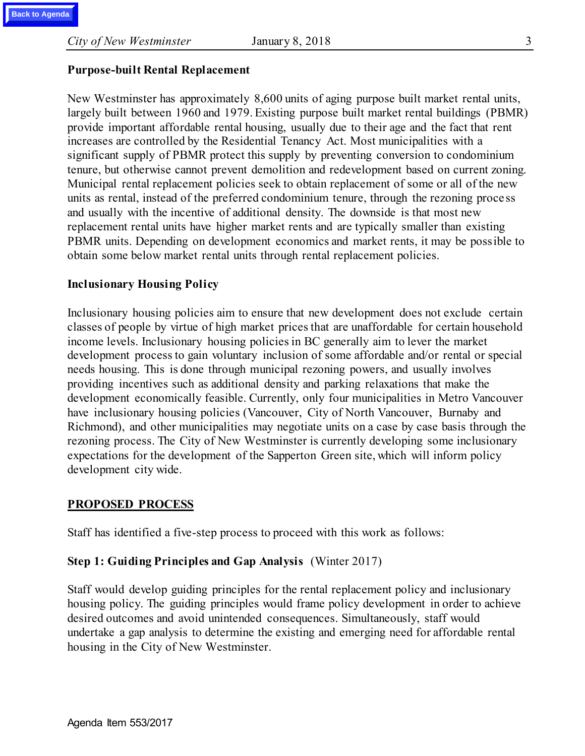**Purpose-built Rental Replacement**

New Westminster has approximately 8,600 units of aging purpose built market rental units, largely built between 1960 and 1979. Existing purpose built market rental buildings (PBMR) provide important affordable rental housing, usually due to their age and the fact that rent increases are controlled by the Residential Tenancy Act. Most municipalities with a significant supply of PBMR protect this supply by preventing conversion to condominium tenure, but otherwise cannot prevent demolition and redevelopment based on current zoning. Municipal rental replacement policies seek to obtain replacement of some or all of the new units as rental, instead of the preferred condominium tenure, through the rezoning process and usually with the incentive of additional density. The downside is that most new replacement rental units have higher market rents and are typically smaller than existing PBMR units. Depending on development economics and market rents, it may be possible to obtain some below market rental units through rental replacement policies.

**Inclusionary Housing Policy**

Inclusionary housing policies aim to ensure that new development does not exclude certain classes of people by virtue of high market prices that are unaffordable for certain household income levels. Inclusionary housing policies in BC generally aim to lever the market development process to gain voluntary inclusion of some affordable and/or rental or special needs housing. This is done through municipal rezoning powers, and usually involves providing incentives such as additional density and parking relaxations that make the development economically feasible. Currently, only four municipalities in Metro Vancouver have inclusionary housing policies (Vancouver, City of North Vancouver, Burnaby and Richmond), and other municipalities may negotiate units on a case by case basis through the rezoning process. The City of New Westminster is currently developing some inclusionary expectations for the development of the Sapperton Green site, which will inform policy development city wide.

## PROPOSED PROCESS

Staff has identified a five-step process to proceed with this work as follows:

**Step 1: Guiding Principles and Gap Analysis** (Winter 2017)

Staff would develop guiding principles for the rental replacement policy and inclusionary housing policy. The guiding principles would frame policy development in order to achieve desired outcomes and avoid unintended consequences. Simultaneously, staff would undertake a gap analysis to determine the existing and emerging need for affordable rental housing in the City of New Westminster.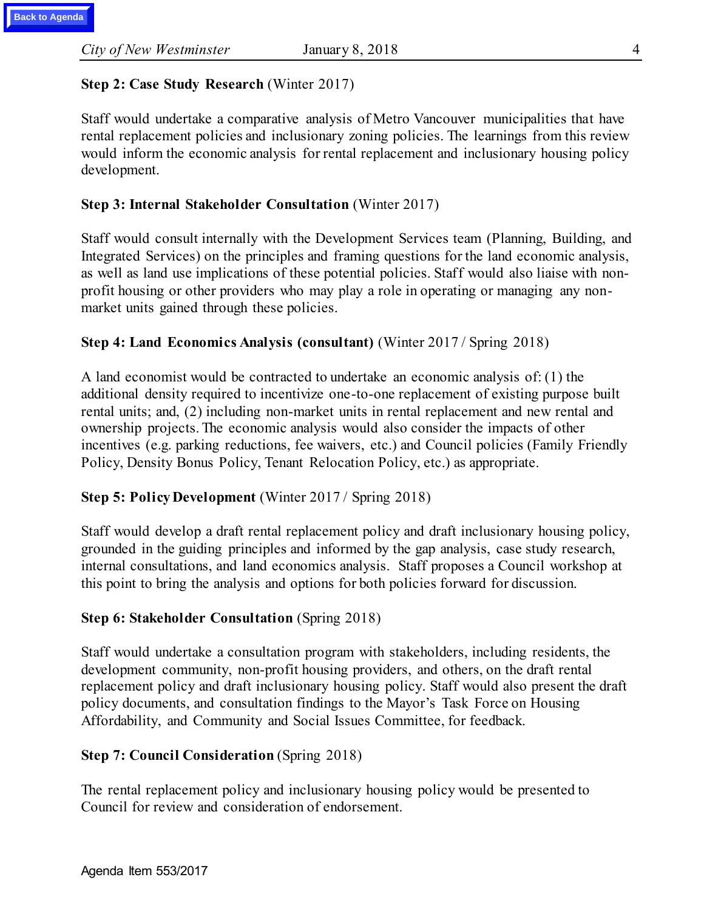**Step 2: Case Study Research** (Winter 2017)

Staff would undertake a comparative analysis of Metro Vancouver municipalities that have rental replacement policies and inclusionary zoning policies. The learnings from this review would inform the economic analysis for rental replacement and inclusionary housing policy development.

**Step 3: Internal Stakeholder Consultation** (Winter 2017)

Staff would consult internally with the Development Services team (Planning, Building, and Integrated Services) on the principles and framing questions for the land economic analysis, as well as land use implications of these potential policies. Staff would also liaise with non-profit housing or other providers who may play a role in operating or managing any non-market units gained through these policies.

**Step 4: Land Economics Analysis (consultant)** (Winter 2017 / Spring 2018)

A land economist would be contracted to undertake an economic analysis of: (1) the additional density required to incentivize one-to-one replacement of existing purpose built rental units; and, (2) including non-market units in rental replacement and new rental and ownership projects. The economic analysis would also consider the impacts of other incentives (e.g. parking reductions, fee waivers, etc.) and Council policies (Family Friendly Policy, Density Bonus Policy, Tenant Relocation Policy, etc.) as appropriate.

**Step 5: Policy Development** (Winter 2017 / Spring 2018)

Staff would develop a draft rental replacement policy and draft inclusionary housing policy, grounded in the guiding principles and informed by the gap analysis, case study research, internal consultations, and land economics analysis. Staff proposes a Council workshop at this point to bring the analysis and options for both policies forward for discussion.

**Step 6: Stakeholder Consultation** (Spring 2018)

Staff would undertake a consultation program with stakeholders, including residents, the development community, non-profit housing providers, and others, on the draft rental replacement policy and draft inclusionary housing policy. Staff would also present the draft policy documents, and consultation findings to the Mayor's Task Force on Housing Affordability, and Community and Social Issues Committee, for feedback.

**Step 7: Council Consideration** (Spring 2018)

The rental replacement policy and inclusionary housing policy would be presented to Council for review and consideration of endorsement.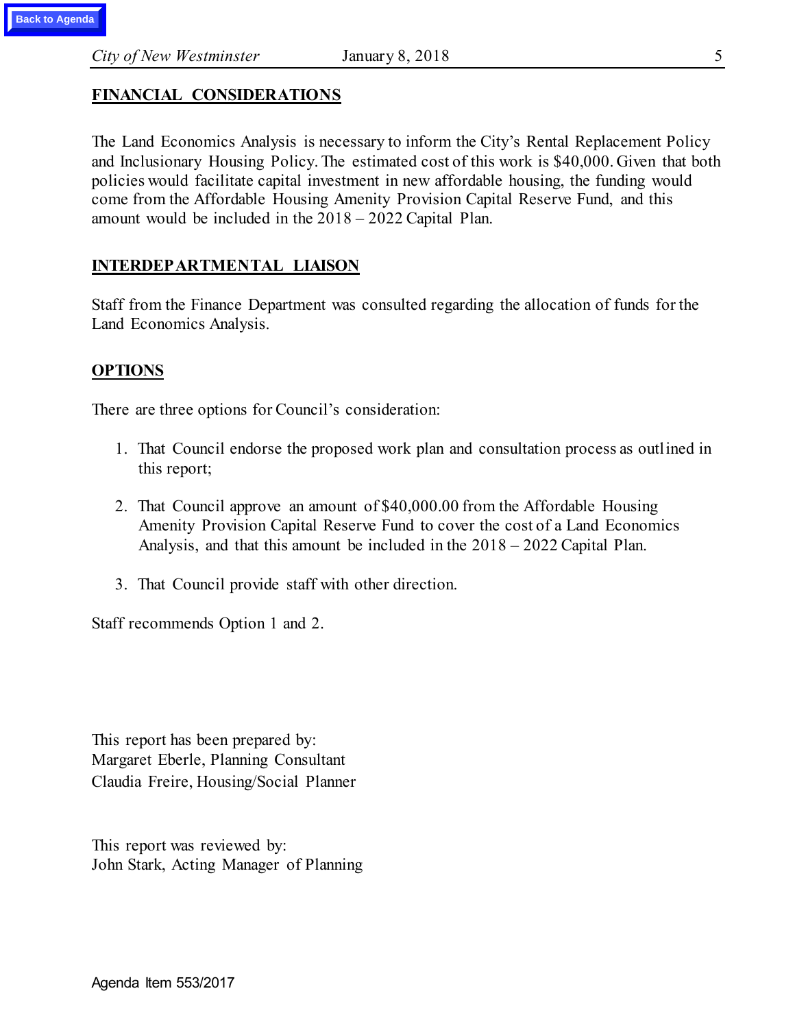## FINANCIAL CONSIDERATIONS

The Land Economics Analysis is necessary to inform the City's Rental Replacement Policy and Inclusionary Housing Policy. The estimated cost of this work is $40,000. Given that both policies would facilitate capital investment in new affordable housing, the funding would come from the Affordable Housing Amenity Provision Capital Reserve Fund, and this amount would be included in the 2018 – 2022 Capital Plan.

## INTERDEPARTMENTAL LIAISON

Staff from the Finance Department was consulted regarding the allocation of funds for the Land Economics Analysis.

## OPTIONS

There are three options for Council's consideration:

1. That Council endorse the proposed work plan and consultation process as outlined in this report;

2. That Council approve an amount of $40,000.00 from the Affordable Housing Amenity Provision Capital Reserve Fund to cover the cost of a Land Economics Analysis, and that this amount be included in the 2018 – 2022 Capital Plan.

3. That Council provide staff with other direction.

Staff recommends Option 1 and 2.

This report has been prepared by:
Margaret Eberle, Planning Consultant
Claudia Freire, Housing/Social Planner

This report was reviewed by:
John Stark, Acting Manager of Planning

Agenda Item 553/2017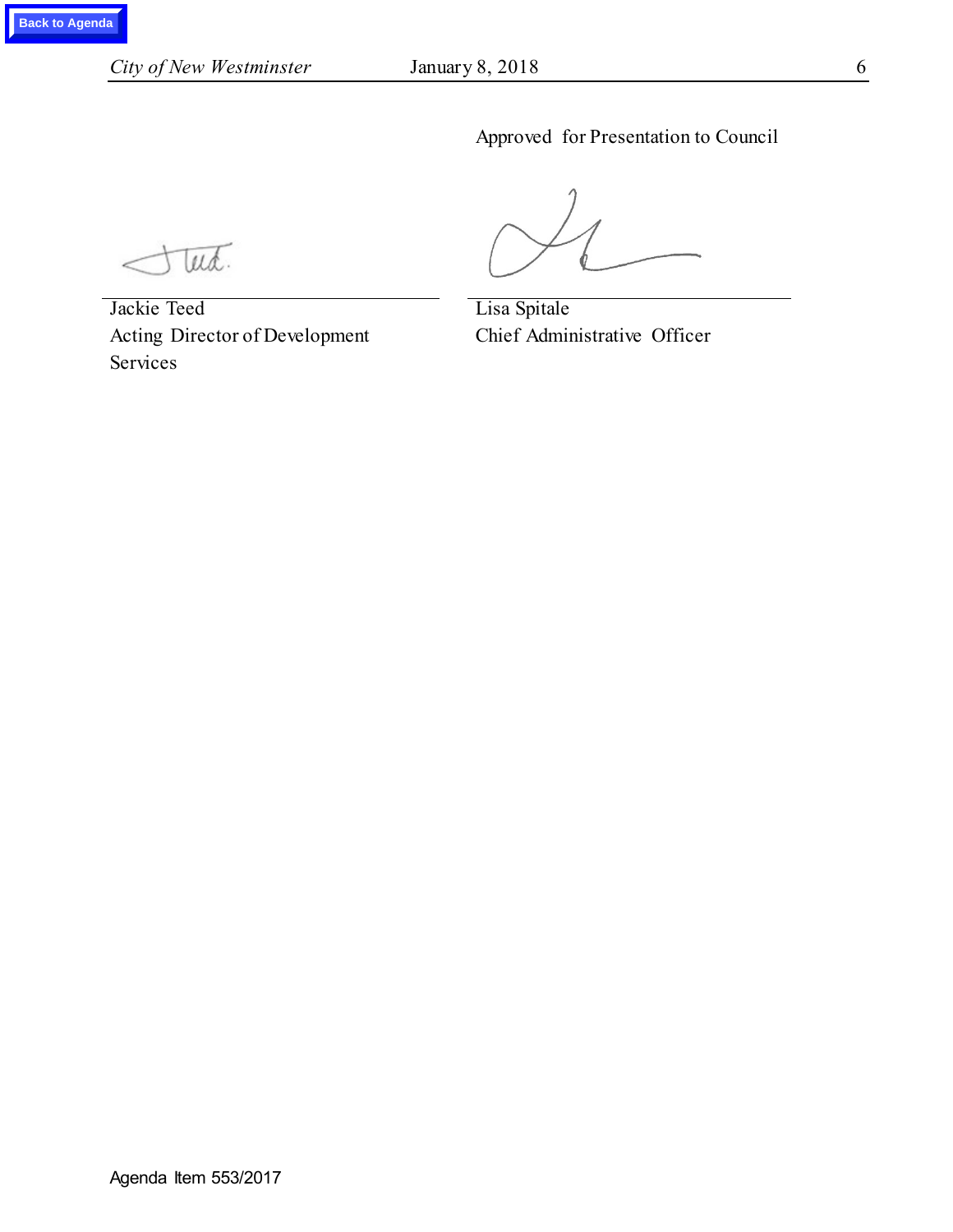Approved for Presentation to Council

Jackie Teed
Acting Director of Development Services

Lisa Spitale
Chief Administrative Officer